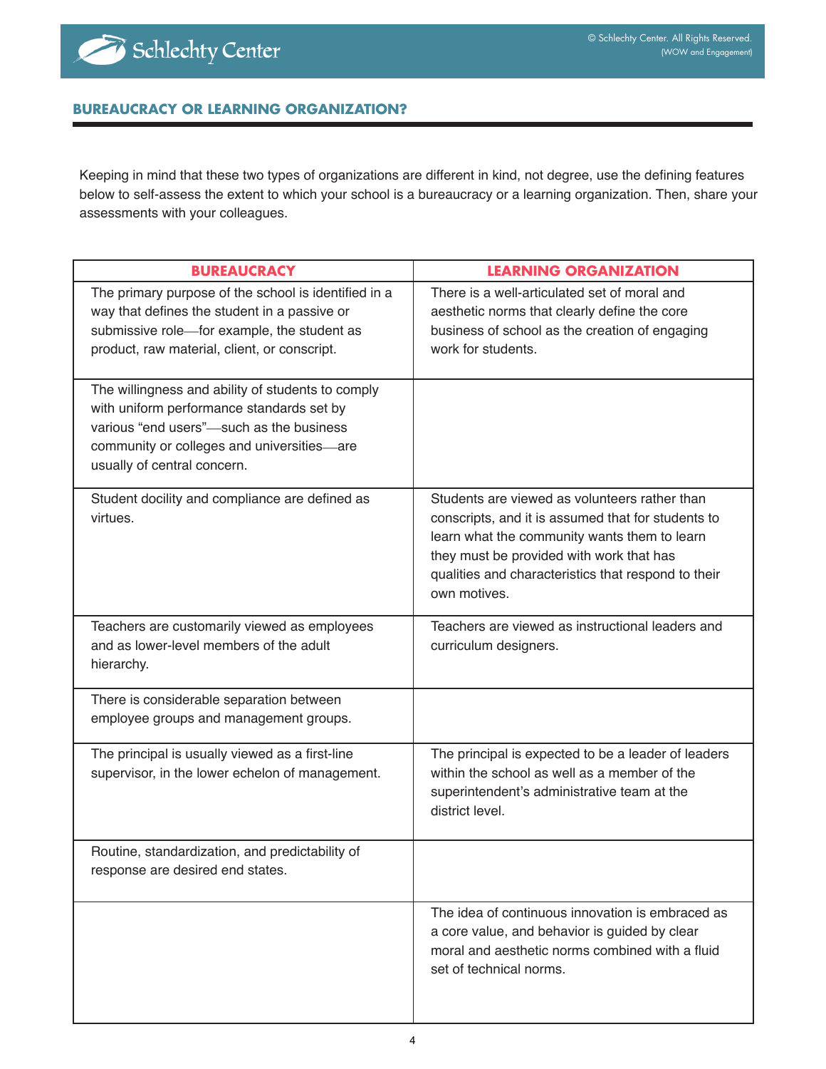## BUREAUCRACY OR LEARNING ORGANIZATION?

Keeping in mind that these two types of organizations are different in kind, not degree, use the defining features below to self-assess the extent to which your school is a bureaucracy or a learning organization. Then, share your assessments with your colleagues.

| BUREAUCRACY | LEARNING ORGANIZATION |
|---|---|
| The primary purpose of the school is identified in a way that defines the student in a passive or submissive role—for example, the student as product, raw material, client, or conscript. | There is a well-articulated set of moral and aesthetic norms that clearly define the core business of school as the creation of engaging work for students. |
| The willingness and ability of students to comply with uniform performance standards set by various "end users"—such as the business community or colleges and universities—are usually of central concern. | |
| Student docility and compliance are defined as virtues. | Students are viewed as volunteers rather than conscripts, and it is assumed that for students to learn what the community wants them to learn they must be provided with work that has qualities and characteristics that respond to their own motives. |
| Teachers are customarily viewed as employees and as lower-level members of the adult hierarchy. | Teachers are viewed as instructional leaders and curriculum designers. |
| There is considerable separation between employee groups and management groups. | |
| The principal is usually viewed as a first-line supervisor, in the lower echelon of management. | The principal is expected to be a leader of leaders within the school as well as a member of the superintendent's administrative team at the district level. |
| Routine, standardization, and predictability of response are desired end states. | |
| | The idea of continuous innovation is embraced as a core value, and behavior is guided by clear moral and aesthetic norms combined with a fluid set of technical norms. |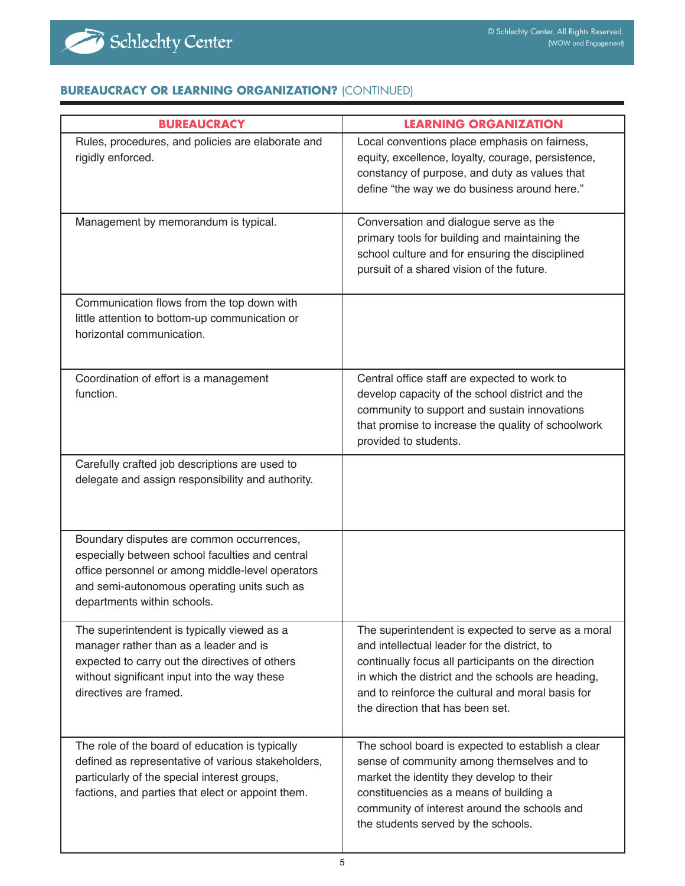## **BUREAUCRACY OR LEARNING ORGANIZATION?** (CONTINUED)

| BUREAUCRACY | LEARNING ORGANIZATION |
|---|---|
| Rules, procedures, and policies are elaborate and rigidly enforced. | Local conventions place emphasis on fairness, equity, excellence, loyalty, courage, persistence, constancy of purpose, and duty as values that define "the way we do business around here." |
| Management by memorandum is typical. | Conversation and dialogue serve as the primary tools for building and maintaining the school culture and for ensuring the disciplined pursuit of a shared vision of the future. |
| Communication flows from the top down with little attention to bottom-up communication or horizontal communication. | |
| Coordination of effort is a management function. | Central office staff are expected to work to develop capacity of the school district and the community to support and sustain innovations that promise to increase the quality of schoolwork provided to students. |
| Carefully crafted job descriptions are used to delegate and assign responsibility and authority. | |
| Boundary disputes are common occurrences, especially between school faculties and central office personnel or among middle-level operators and semi-autonomous operating units such as departments within schools. | |
| The superintendent is typically viewed as a manager rather than as a leader and is expected to carry out the directives of others without significant input into the way these directives are framed. | The superintendent is expected to serve as a moral and intellectual leader for the district, to continually focus all participants on the direction in which the district and the schools are heading, and to reinforce the cultural and moral basis for the direction that has been set. |
| The role of the board of education is typically defined as representative of various stakeholders, particularly of the special interest groups, factions, and parties that elect or appoint them. | The school board is expected to establish a clear sense of community among themselves and to market the identity they develop to their constituencies as a means of building a community of interest around the schools and the students served by the schools. |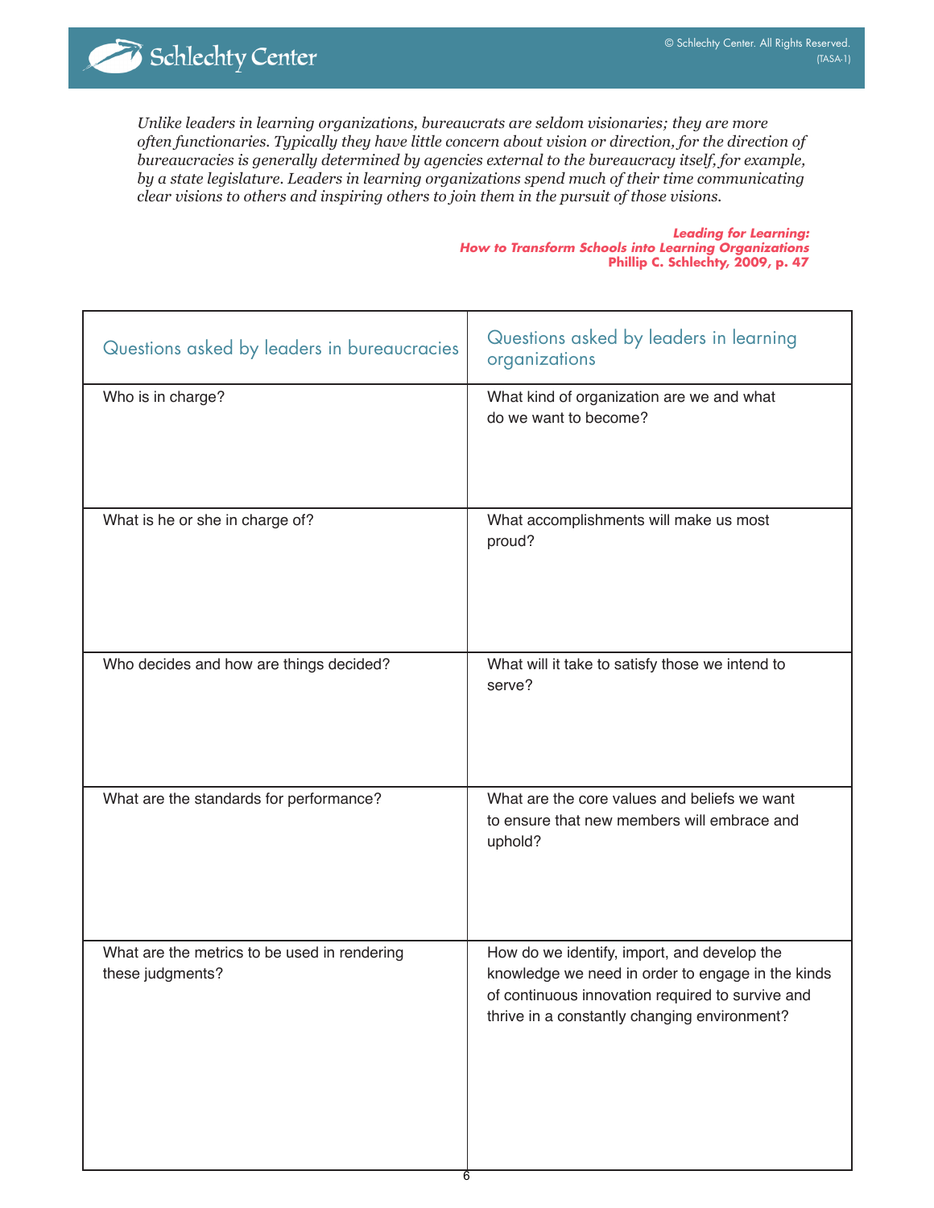*Unlike leaders in learning organizations, bureaucrats are seldom visionaries; they are more often functionaries. Typically they have little concern about vision or direction, for the direction of bureaucracies is generally determined by agencies external to the bureaucracy itself, for example, by a state legislature. Leaders in learning organizations spend much of their time communicating clear visions to others and inspiring others to join them in the pursuit of those visions.*

***Leading for Learning:***
***How to Transform Schools into Learning Organizations***
**Phillip C. Schlechty, 2009, p. 47**

| Questions asked by leaders in bureaucracies | Questions asked by leaders in learning organizations |
|---|---|
| Who is in charge? | What kind of organization are we and what do we want to become? |
| What is he or she in charge of? | What accomplishments will make us most proud? |
| Who decides and how are things decided? | What will it take to satisfy those we intend to serve? |
| What are the standards for performance? | What are the core values and beliefs we want to ensure that new members will embrace and uphold? |
| What are the metrics to be used in rendering these judgments? | How do we identify, import, and develop the knowledge we need in order to engage in the kinds of continuous innovation required to survive and thrive in a constantly changing environment? |